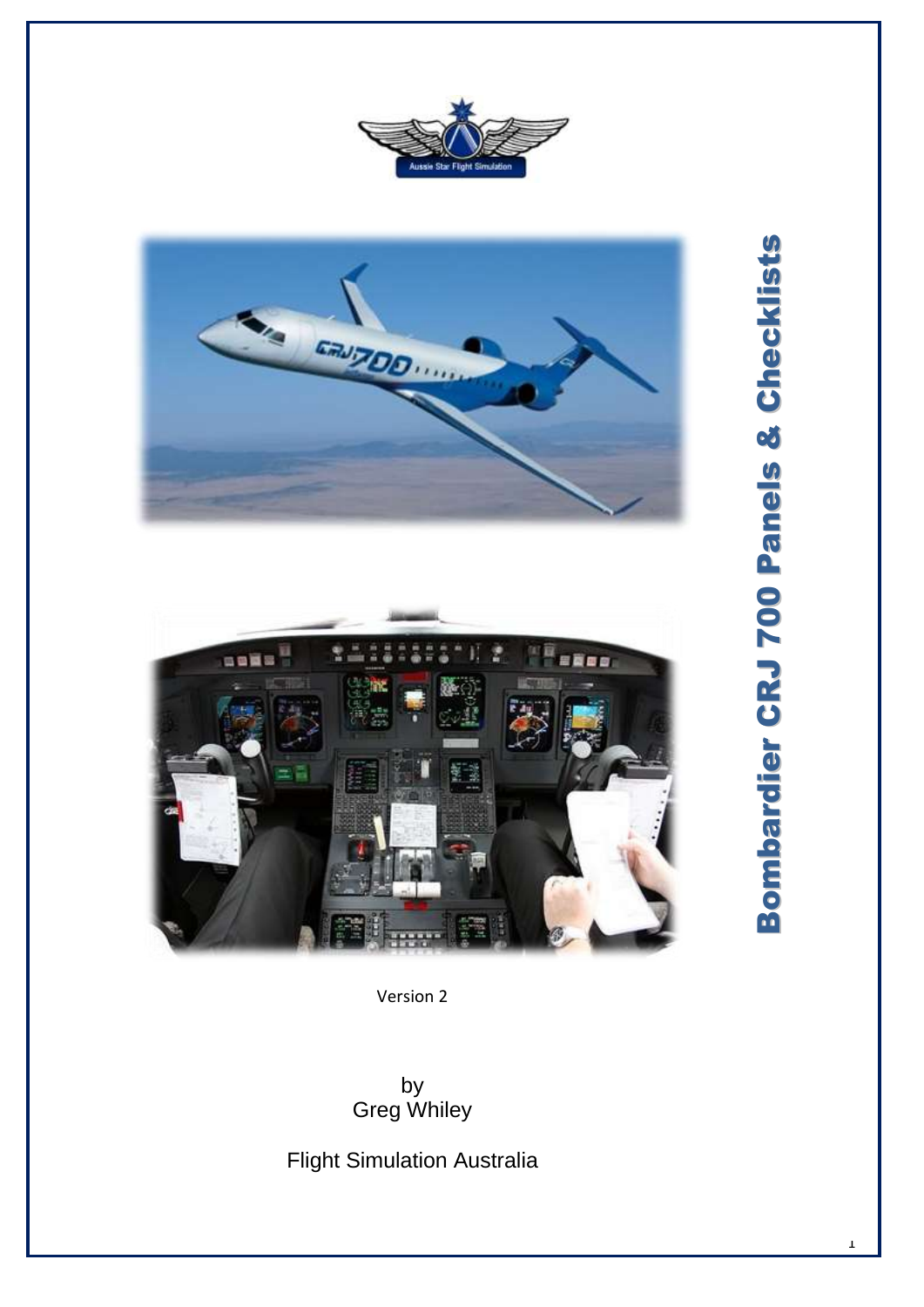# Bombardier CRJ 700 Panels & Checklists

Version 2

by
Greg Whiley

Flight Simulation Australia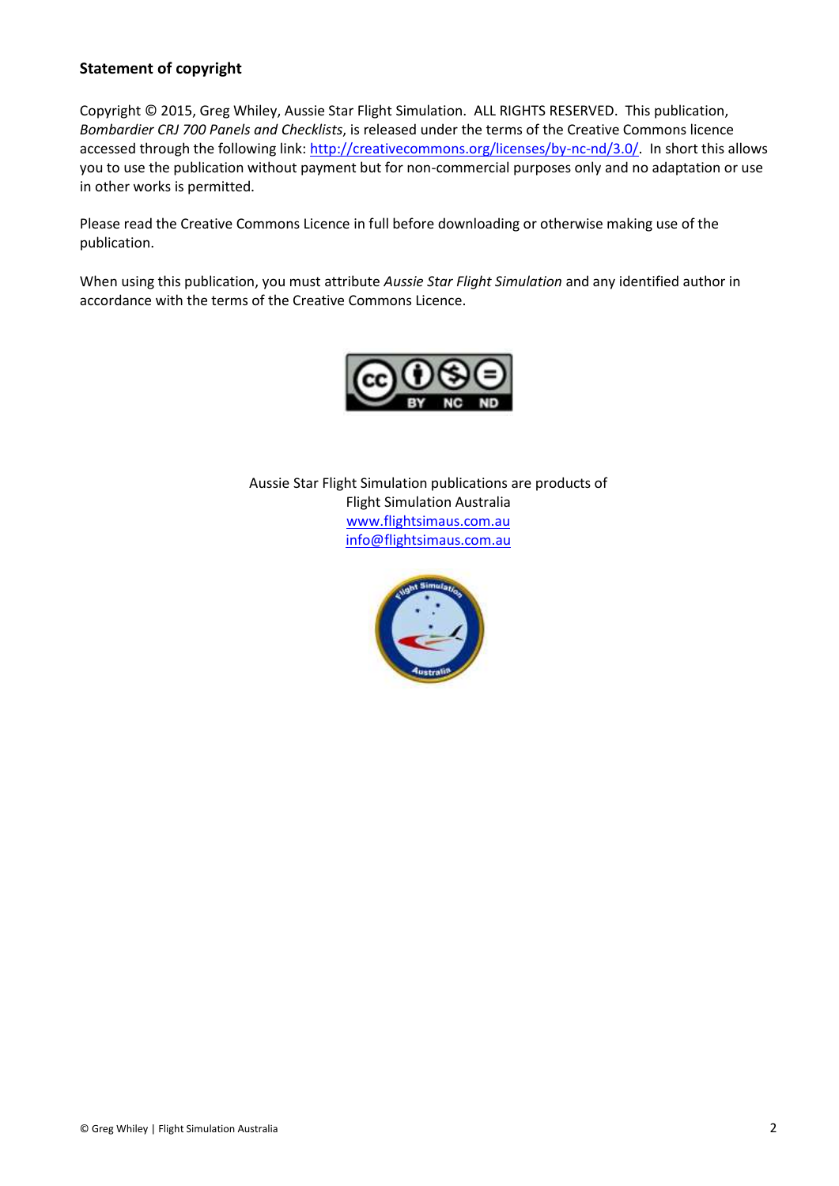**Statement of copyright**

Copyright © 2015, Greg Whiley, Aussie Star Flight Simulation. ALL RIGHTS RESERVED. This publication, *Bombardier CRJ 700 Panels and Checklists*, is released under the terms of the Creative Commons licence accessed through the following link: http://creativecommons.org/licenses/by-nc-nd/3.0/. In short this allows you to use the publication without payment but for non-commercial purposes only and no adaptation or use in other works is permitted.

Please read the Creative Commons Licence in full before downloading or otherwise making use of the publication.

When using this publication, you must attribute *Aussie Star Flight Simulation* and any identified author in accordance with the terms of the Creative Commons Licence.

Aussie Star Flight Simulation publications are products of
Flight Simulation Australia
www.flightsimaus.com.au
info@flightsimaus.com.au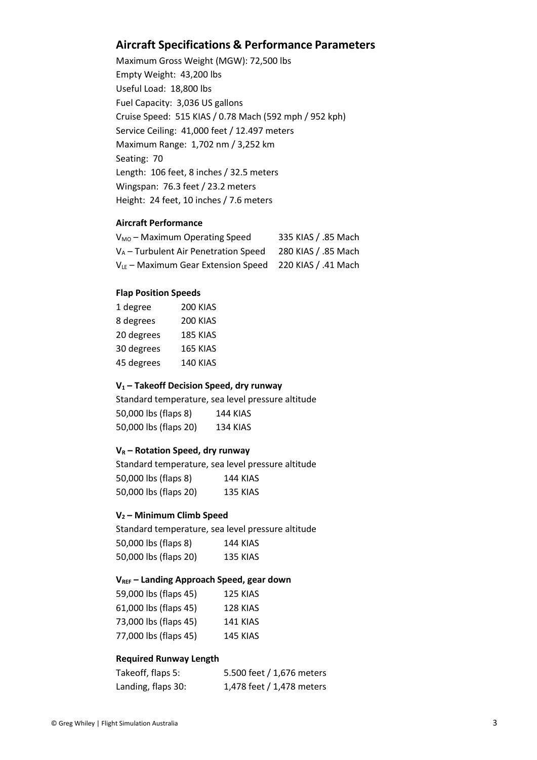## Aircraft Specifications & Performance Parameters

Maximum Gross Weight (MGW): 72,500 lbs
Empty Weight: 43,200 lbs
Useful Load: 18,800 lbs
Fuel Capacity: 3,036 US gallons
Cruise Speed: 515 KIAS / 0.78 Mach (592 mph / 952 kph)
Service Ceiling: 41,000 feet / 12.497 meters
Maximum Range: 1,702 nm / 3,252 km
Seating: 70
Length: 106 feet, 8 inches / 32.5 meters
Wingspan: 76.3 feet / 23.2 meters
Height: 24 feet, 10 inches / 7.6 meters

### Aircraft Performance

| | |
|---|---|
| $V_{MO}$ – Maximum Operating Speed | 335 KIAS / .85 Mach |
| $V_A$ – Turbulent Air Penetration Speed | 280 KIAS / .85 Mach |
| $V_{LE}$ – Maximum Gear Extension Speed | 220 KIAS / .41 Mach |

### Flap Position Speeds

| | |
|---|---|
| 1 degree | 200 KIAS |
| 8 degrees | 200 KIAS |
| 20 degrees | 185 KIAS |
| 30 degrees | 165 KIAS |
| 45 degrees | 140 KIAS |

### $V_1$ – Takeoff Decision Speed, dry runway

Standard temperature, sea level pressure altitude

| | |
|---|---|
| 50,000 lbs (flaps 8) | 144 KIAS |
| 50,000 lbs (flaps 20) | 134 KIAS |

### $V_R$ – Rotation Speed, dry runway

Standard temperature, sea level pressure altitude

| | |
|---|---|
| 50,000 lbs (flaps 8) | 144 KIAS |
| 50,000 lbs (flaps 20) | 135 KIAS |

### $V_2$ – Minimum Climb Speed

Standard temperature, sea level pressure altitude

| | |
|---|---|
| 50,000 lbs (flaps 8) | 144 KIAS |
| 50,000 lbs (flaps 20) | 135 KIAS |

### $V_{REF}$ – Landing Approach Speed, gear down

| | |
|---|---|
| 59,000 lbs (flaps 45) | 125 KIAS |
| 61,000 lbs (flaps 45) | 128 KIAS |
| 73,000 lbs (flaps 45) | 141 KIAS |
| 77,000 lbs (flaps 45) | 145 KIAS |

### Required Runway Length

| | |
|---|---|
| Takeoff, flaps 5: | 5.500 feet / 1,676 meters |
| Landing, flaps 30: | 1,478 feet / 1,478 meters |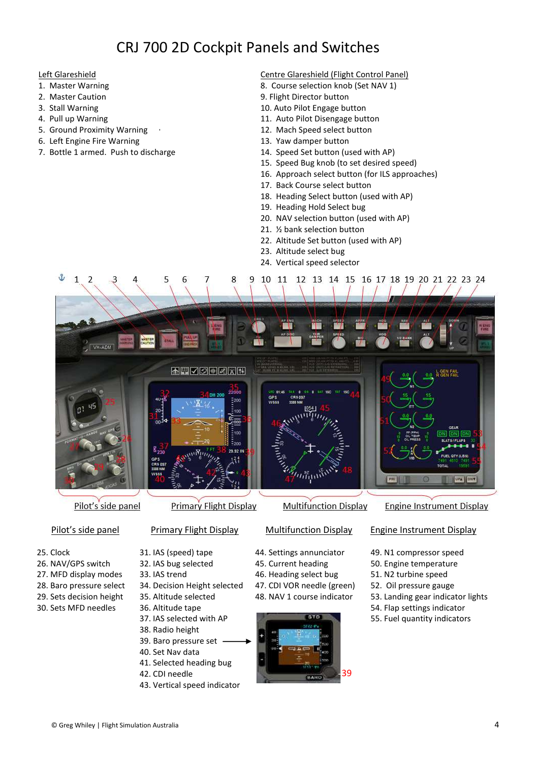# CRJ 700 2D Cockpit Panels and Switches

**Left Glareshield**

1. Master Warning
2. Master Caution
3. Stall Warning
4. Pull up Warning
5. Ground Proximity Warning
6. Left Engine Fire Warning
7. Bottle 1 armed. Push to discharge

**Centre Glareshield (Flight Control Panel)**

8. Course selection knob (Set NAV 1)
9. Flight Director button
10. Auto Pilot Engage button
11. Auto Pilot Disengage button
12. Mach Speed select button
13. Yaw damper button
14. Speed Set button (used with AP)
15. Speed Bug knob (to set desired speed)
16. Approach select button (for ILS approaches)
17. Back Course select button
18. Heading Select button (used with AP)
19. Heading Hold Select bug
20. NAV selection button (used with AP)
21. ½ bank selection button
22. Altitude Set button (used with AP)
23. Altitude select bug
24. Vertical speed selector

**Pilot's side panel**

25. Clock
26. NAV/GPS switch
27. MFD display modes
28. Baro pressure select
29. Sets decision height
30. Sets MFD needles

**Primary Flight Display**

31. IAS (speed) tape
32. IAS bug selected
33. IAS trend
34. Decision Height selected
35. Altitude selected
36. Altitude tape
37. IAS selected with AP
38. Radio height
39. Baro pressure set →
40. Set Nav data
41. Selected heading bug
42. CDI needle
43. Vertical speed indicator

**Multifunction Display**

44. Settings annunciator
45. Current heading
46. Heading select bug
47. CDI VOR needle (green)
48. NAV 1 course indicator

**Engine Instrument Display**

49. N1 compressor speed
50. Engine temperature
51. N2 turbine speed
52. Oil pressure gauge
53. Landing gear indicator lights
54. Flap settings indicator
55. Fuel quantity indicators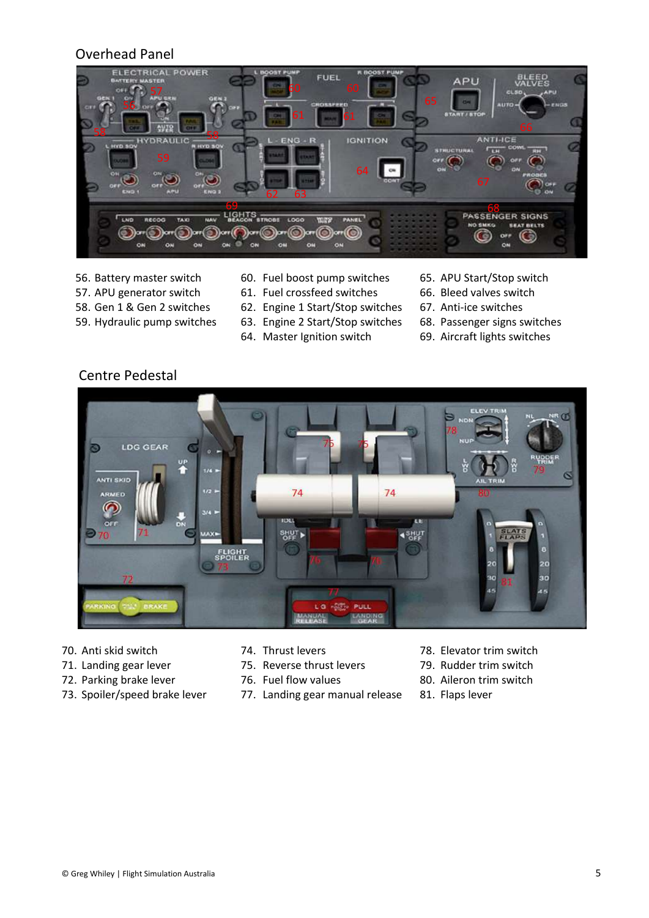## Overhead Panel

56. Battery master switch
57. APU generator switch
58. Gen 1 & Gen 2 switches
59. Hydraulic pump switches
60. Fuel boost pump switches
61. Fuel crossfeed switches
62. Engine 1 Start/Stop switches
63. Engine 2 Start/Stop switches
64. Master Ignition switch
65. APU Start/Stop switch
66. Bleed valves switch
67. Anti-ice switches
68. Passenger signs switches
69. Aircraft lights switches

## Centre Pedestal

70. Anti skid switch
71. Landing gear lever
72. Parking brake lever
73. Spoiler/speed brake lever
74. Thrust levers
75. Reverse thrust levers
76. Fuel flow values
77. Landing gear manual release
78. Elevator trim switch
79. Rudder trim switch
80. Aileron trim switch
81. Flaps lever

© Greg Whiley | Flight Simulation Australia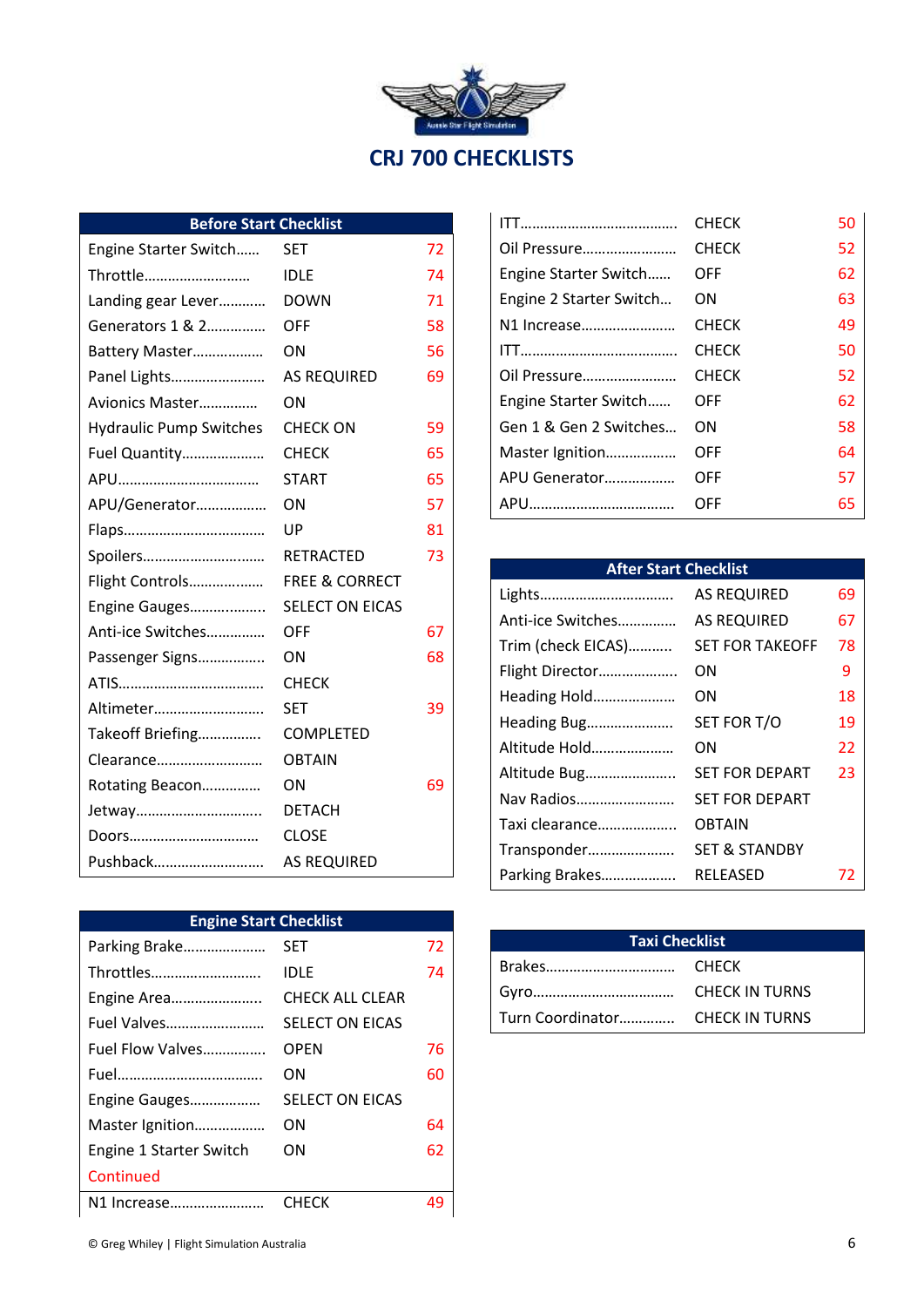# CRJ 700 CHECKLISTS

| Before Start Checklist | | |
|---|---|---|
| Engine Starter Switch…… | SET | 72 |
| Throttle……………………… | IDLE | 74 |
| Landing gear Lever……….. | DOWN | 71 |
| Generators 1 & 2…………… | OFF | 58 |
| Battery Master……………… | ON | 56 |
| Panel Lights…………………… | AS REQUIRED | 69 |
| Avionics Master………….. | ON | |
| Hydraulic Pump Switches | CHECK ON | 59 |
| Fuel Quantity………………… | CHECK | 65 |
| APU……………………………… | START | 65 |
| APU/Generator……………… | ON | 57 |
| Flaps……………………………… | UP | 81 |
| Spoilers………………………… | RETRACTED | 73 |
| Flight Controls………………. | FREE & CORRECT | |
| Engine Gauges………………. | SELECT ON EICAS | |
| Anti-ice Switches………….. | OFF | 67 |
| Passenger Signs……………… | ON | 68 |
| ATIS………………………………. | CHECK | |
| Altimeter……………………….. | SET | 39 |
| Takeoff Briefing…………….. | COMPLETED | |
| Clearance………………………. | OBTAIN | |
| Rotating Beacon………….. | ON | 69 |
| Jetway………………………….. | DETACH | |
| Doors……………………………. | CLOSE | |
| Pushback………………………. | AS REQUIRED | |

| Engine Start Checklist | | |
|---|---|---|
| Parking Brake………………… | SET | 72 |
| Throttles………………………. | IDLE | 74 |
| Engine Area………………….. | CHECK ALL CLEAR | |
| Fuel Valves……………………. | SELECT ON EICAS | |
| Fuel Flow Valves……………. | OPEN | 76 |
| Fuel………………………………. | ON | 60 |
| Engine Gauges………………. | SELECT ON EICAS | |
| Master Ignition……………… | ON | 64 |
| Engine 1 Starter Switch | ON | 62 |
| Continued | | |
| N1 Increase………………….. | CHECK | 49 |
| ITT…………………………………. | CHECK | 50 |
| Oil Pressure…………………… | CHECK | 52 |
| Engine Starter Switch…… | OFF | 62 |
| Engine 2 Starter Switch… | ON | 63 |
| N1 Increase………………….. | CHECK | 49 |
| ITT…………………………………. | CHECK | 50 |
| Oil Pressure…………………… | CHECK | 52 |
| Engine Starter Switch…… | OFF | 62 |
| Gen 1 & Gen 2 Switches… | ON | 58 |
| Master Ignition……………… | OFF | 64 |
| APU Generator……………… | OFF | 57 |
| APU………………………………. | OFF | 65 |

| After Start Checklist | | |
|---|---|---|
| Lights……………………………. | AS REQUIRED | 69 |
| Anti-ice Switches………….. | AS REQUIRED | 67 |
| Trim (check EICAS)……….. | SET FOR TAKEOFF | 78 |
| Flight Director………………. | ON | 9 |
| Heading Hold………………… | ON | 18 |
| Heading Bug………………….. | SET FOR T/O | 19 |
| Altitude Hold………………… | ON | 22 |
| Altitude Bug………………….. | SET FOR DEPART | 23 |
| Nav Radios……………………. | SET FOR DEPART | |
| Taxi clearance………………. | OBTAIN | |
| Transponder…………………. | SET & STANDBY | |
| Parking Brakes………………. | RELEASED | 72 |

| Taxi Checklist | |
|---|---|
| Brakes……………………………. | CHECK |
| Gyro………………………………. | CHECK IN TURNS |
| Turn Coordinator…………. | CHECK IN TURNS |

© Greg Whiley | Flight Simulation Australia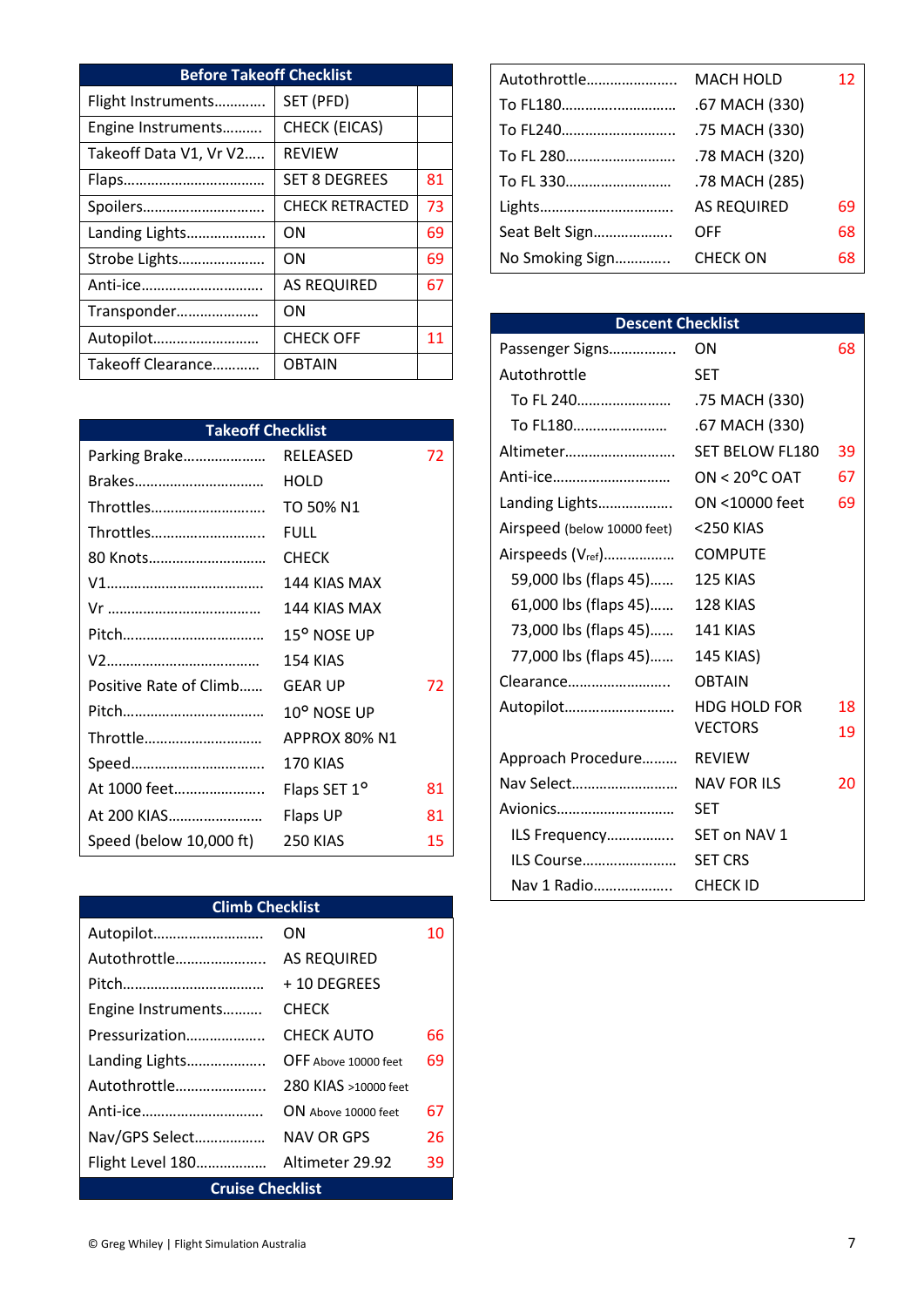## Before Takeoff Checklist

| Item | Action | Ref |
|---|---|---|
| Flight Instruments………… | SET (PFD) | |
| Engine Instruments……… | CHECK (EICAS) | |
| Takeoff Data V1, Vr V2….. | REVIEW | |
| Flaps……………………………… | SET 8 DEGREES | 81 |
| Spoilers………………………… | CHECK RETRACTED | 73 |
| Landing Lights………………. | ON | 69 |
| Strobe Lights…………………. | ON | 69 |
| Anti-ice……………………….. | AS REQUIRED | 67 |
| Transponder………………… | ON | |
| Autopilot…………………….. | CHECK OFF | 11 |
| Takeoff Clearance……….. | OBTAIN | |

## Takeoff Checklist

| Item | Action | Ref |
|---|---|---|
| Parking Brake………………… | RELEASED | 72 |
| Brakes…………………………… | HOLD | |
| Throttles……………………….. | TO 50% N1 | |
| Throttles……………………….. | FULL | |
| 80 Knots………………………. | CHECK | |
| V1……………………………….. | 144 KIAS MAX | |
| Vr ……………………………….. | 144 KIAS MAX | |
| Pitch……………………………. | 15° NOSE UP | |
| V2……………………………….. | 154 KIAS | |
| Positive Rate of Climb…… | GEAR UP | 72 |
| Pitch……………………………. | 10° NOSE UP | |
| Throttle……………………….. | APPROX 80% N1 | |
| Speed…………………………… | 170 KIAS | |
| At 1000 feet…………………. | Flaps SET 1° | 81 |
| At 200 KIAS…………………. | Flaps UP | 81 |
| Speed (below 10,000 ft) | 250 KIAS | 15 |

## Climb Checklist

| Item | Action | Ref |
|---|---|---|
| Autopilot……………………… | ON | 10 |
| Autothrottle………………….. | AS REQUIRED | |
| Pitch……………………………. | + 10 DEGREES | |
| Engine Instruments………. | CHECK | |
| Pressurization………………. | CHECK AUTO | 66 |
| Landing Lights………………. | OFF Above 10000 feet | 69 |
| Autothrottle………………….. | 280 KIAS >10000 feet | |
| Anti-ice……………………….. | ON Above 10000 feet | 67 |
| Nav/GPS Select……………. | NAV OR GPS | 26 |
| Flight Level 180……………. | Altimeter 29.92 | 39 |

## Cruise Checklist

| Item | Action | Ref |
|---|---|---|
| Autothrottle………………….. | MACH HOLD | 12 |
| To FL180……………………… | .67 MACH (330) | |
| To FL240……………………… | .75 MACH (330) | |
| To FL 280…………………….. | .78 MACH (320) | |
| To FL 330…………………….. | .78 MACH (285) | |
| Lights………………………….. | AS REQUIRED | 69 |
| Seat Belt Sign………………. | OFF | 68 |
| No Smoking Sign………….. | CHECK ON | 68 |

## Descent Checklist

| Item | Action | Ref |
|---|---|---|
| Passenger Signs……………. | ON | 68 |
| Autothrottle | SET | |
| To FL 240…………………… | .75 MACH (330) | |
| To FL180…………………… | .67 MACH (330) | |
| Altimeter……………………… | SET BELOW FL180 | 39 |
| Anti-ice……………………….. | ON < 20°C OAT | 67 |
| Landing Lights………………. | ON <10000 feet | 69 |
| Airspeed (below 10000 feet) | <250 KIAS | |
| Airspeeds ($V_{ref}$)……………… | COMPUTE | |
| 59,000 lbs (flaps 45)…… | 125 KIAS | |
| 61,000 lbs (flaps 45)…… | 128 KIAS | |
| 73,000 lbs (flaps 45)…… | 141 KIAS | |
| 77,000 lbs (flaps 45)…… | 145 KIAS) | |
| Clearance…………………….. | OBTAIN | |
| Autopilot……………………… | HDG HOLD FOR VECTORS | 18 19 |
| Approach Procedure……… | REVIEW | |
| Nav Select……………………. | NAV FOR ILS | 20 |
| Avionics………………………. | SET | |
| ILS Frequency……………. | SET on NAV 1 | |
| ILS Course…………………… | SET CRS | |
| Nav 1 Radio………………. | CHECK ID | |

© Greg Whiley | Flight Simulation Australia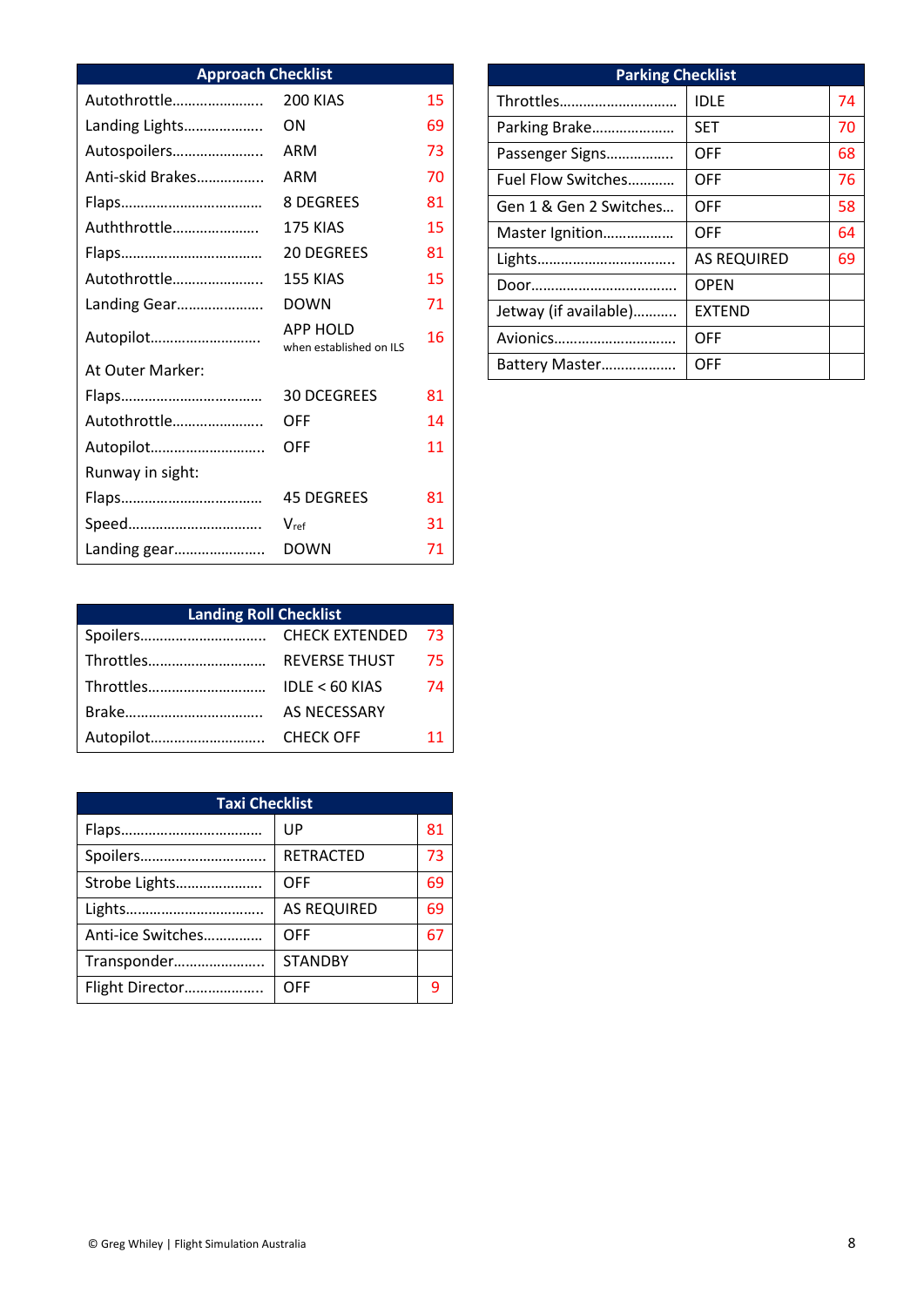## Approach Checklist

| Approach Checklist | | |
|---|---|---|
| Autothrottle…………………… | 200 KIAS | 15 |
| Landing Lights……………… | ON | 69 |
| Autospoilers…………………. | ARM | 73 |
| Anti-skid Brakes……………. | ARM | 70 |
| Flaps……………………………… | 8 DEGREES | 81 |
| Auththrottle………………… | 175 KIAS | 15 |
| Flaps……………………………… | 20 DEGREES | 81 |
| Autothrottle…………………. | 155 KIAS | 15 |
| Landing Gear………………… | DOWN | 71 |
| Autopilot……………………… | APP HOLD when established on ILS | 16 |
| At Outer Marker: | | |
| Flaps……………………………… | 30 DCEGREES | 81 |
| Autothrottle…………………. | OFF | 14 |
| Autopilot………………………. | OFF | 11 |
| Runway in sight: | | |
| Flaps……………………………… | 45 DEGREES | 81 |
| Speed…………………………… | $V_{ref}$ | 31 |
| Landing gear…………………. | DOWN | 71 |

## Landing Roll Checklist

| Landing Roll Checklist | | |
|---|---|---|
| Spoilers…………………………. | CHECK EXTENDED | 73 |
| Throttles……………………….. | REVERSE THUST | 75 |
| Throttles……………………….. | IDLE < 60 KIAS | 74 |
| Brake……………………………… | AS NECESSARY | |
| Autopilot………………………. | CHECK OFF | 11 |

## Taxi Checklist

| Taxi Checklist | | |
|---|---|---|
| Flaps……………………………… | UP | 81 |
| Spoilers…………………………. | RETRACTED | 73 |
| Strobe Lights…………………. | OFF | 69 |
| Lights……………………………… | AS REQUIRED | 69 |
| Anti-ice Switches…………… | OFF | 67 |
| Transponder………………….. | STANDBY | |
| Flight Director………………. | OFF | 9 |

## Parking Checklist

| Parking Checklist | | |
|---|---|---|
| Throttles……………………….. | IDLE | 74 |
| Parking Brake………………… | SET | 70 |
| Passenger Signs……………. | OFF | 68 |
| Fuel Flow Switches……….. | OFF | 76 |
| Gen 1 & Gen 2 Switches… | OFF | 58 |
| Master Ignition……………… | OFF | 64 |
| Lights……………………………… | AS REQUIRED | 69 |
| Door………………………………. | OPEN | |
| Jetway (if available)………. | EXTEND | |
| Avionics…………………………. | OFF | |
| Battery Master………………. | OFF | |

© Greg Whiley | Flight Simulation Australia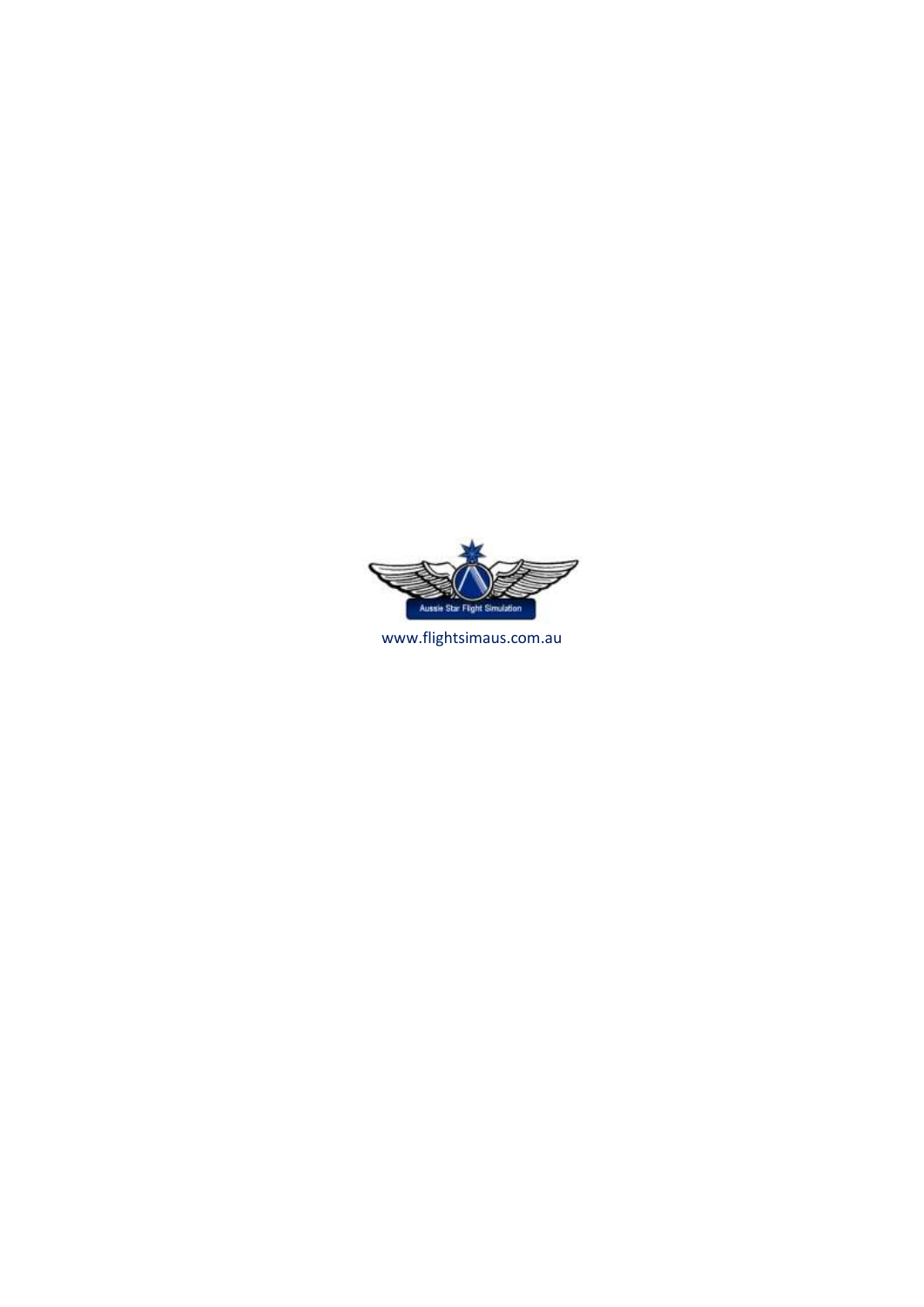Aussie Star Flight Simulation

www.flightsimaus.com.au